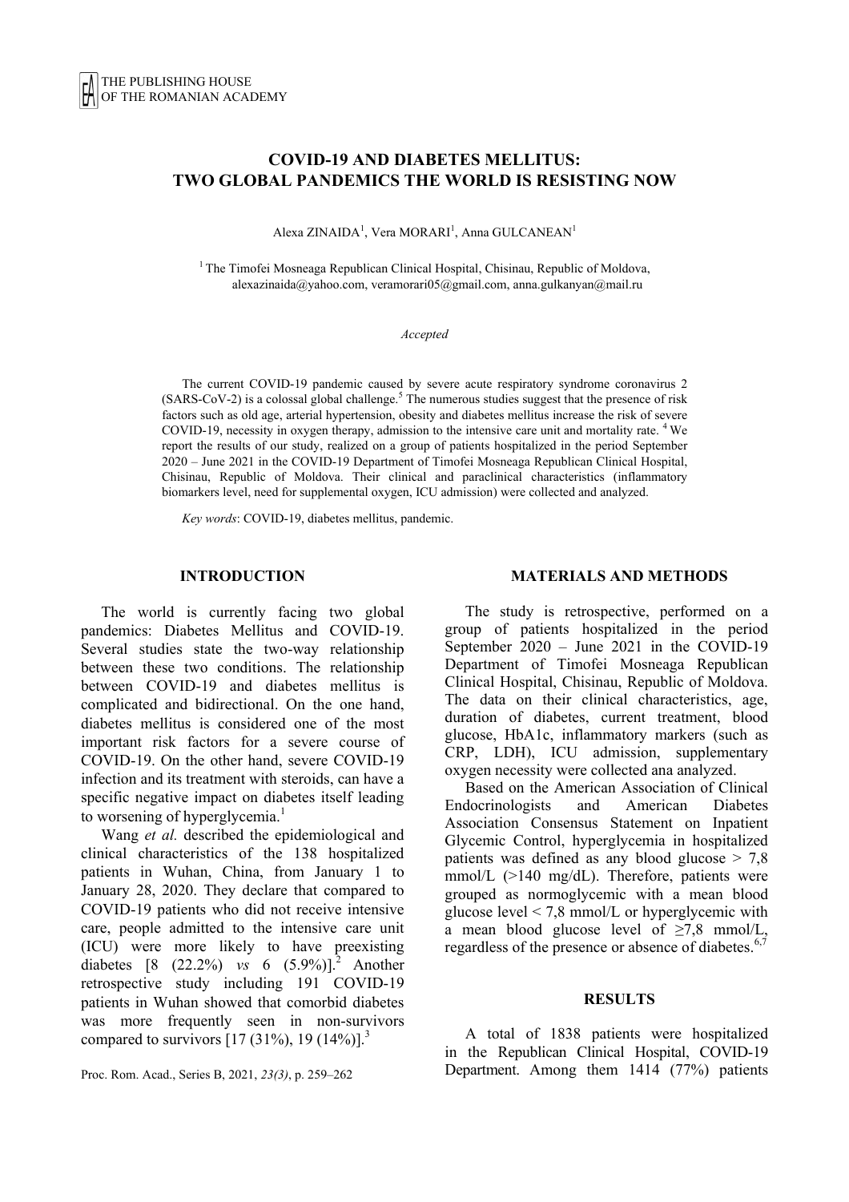# COVID-19 AND DIABETES MELLITUS: TWO GLOBAL PANDEMICS THE WORLD IS RESISTING NOW

Alexa ZINAIDA[1], Vera MORARI[1], Anna GULCANEAN[1]

[1] The Timofei Mosneaga Republican Clinical Hospital, Chisinau, Republic of Moldova, alexazinaida@yahoo.com, veramorari05@gmail.com, anna.gulkanyan@mail.ru

*Accepted*

The current COVID-19 pandemic caused by severe acute respiratory syndrome coronavirus 2 (SARS-CoV-2) is a colossal global challenge.[5] The numerous studies suggest that the presence of risk factors such as old age, arterial hypertension, obesity and diabetes mellitus increase the risk of severe COVID-19, necessity in oxygen therapy, admission to the intensive care unit and mortality rate. [4] We report the results of our study, realized on a group of patients hospitalized in the period September 2020 – June 2021 in the COVID-19 Department of Timofei Mosneaga Republican Clinical Hospital, Chisinau, Republic of Moldova. Their clinical and paraclinical characteristics (inflammatory biomarkers level, need for supplemental oxygen, ICU admission) were collected and analyzed.

*Key words*: COVID-19, diabetes mellitus, pandemic.

## INTRODUCTION

The world is currently facing two global pandemics: Diabetes Mellitus and COVID-19. Several studies state the two-way relationship between these two conditions. The relationship between COVID-19 and diabetes mellitus is complicated and bidirectional. On the one hand, diabetes mellitus is considered one of the most important risk factors for a severe course of COVID-19. On the other hand, severe COVID-19 infection and its treatment with steroids, can have a specific negative impact on diabetes itself leading to worsening of hyperglycemia.[1]

Wang *et al.* described the epidemiological and clinical characteristics of the 138 hospitalized patients in Wuhan, China, from January 1 to January 28, 2020. They declare that compared to COVID-19 patients who did not receive intensive care, people admitted to the intensive care unit (ICU) were more likely to have preexisting diabetes [8 (22.2%) *vs* 6 (5.9%)].[2] Another retrospective study including 191 COVID-19 patients in Wuhan showed that comorbid diabetes was more frequently seen in non-survivors compared to survivors [17 (31%), 19 (14%)].[3]

## MATERIALS AND METHODS

The study is retrospective, performed on a group of patients hospitalized in the period September 2020 – June 2021 in the COVID-19 Department of Timofei Mosneaga Republican Clinical Hospital, Chisinau, Republic of Moldova. The data on their clinical characteristics, age, duration of diabetes, current treatment, blood glucose, HbA1c, inflammatory markers (such as CRP, LDH), ICU admission, supplementary oxygen necessity were collected ana analyzed.

Based on the American Association of Clinical Endocrinologists and American Diabetes Association Consensus Statement on Inpatient Glycemic Control, hyperglycemia in hospitalized patients was defined as any blood glucose > 7,8 mmol/L (>140 mg/dL). Therefore, patients were grouped as normoglycemic with a mean blood glucose level < 7,8 mmol/L or hyperglycemic with a mean blood glucose level of ≥7,8 mmol/L, regardless of the presence or absence of diabetes.[6,7]

## RESULTS

A total of 1838 patients were hospitalized in the Republican Clinical Hospital, COVID-19 Department. Among them 1414 (77%) patients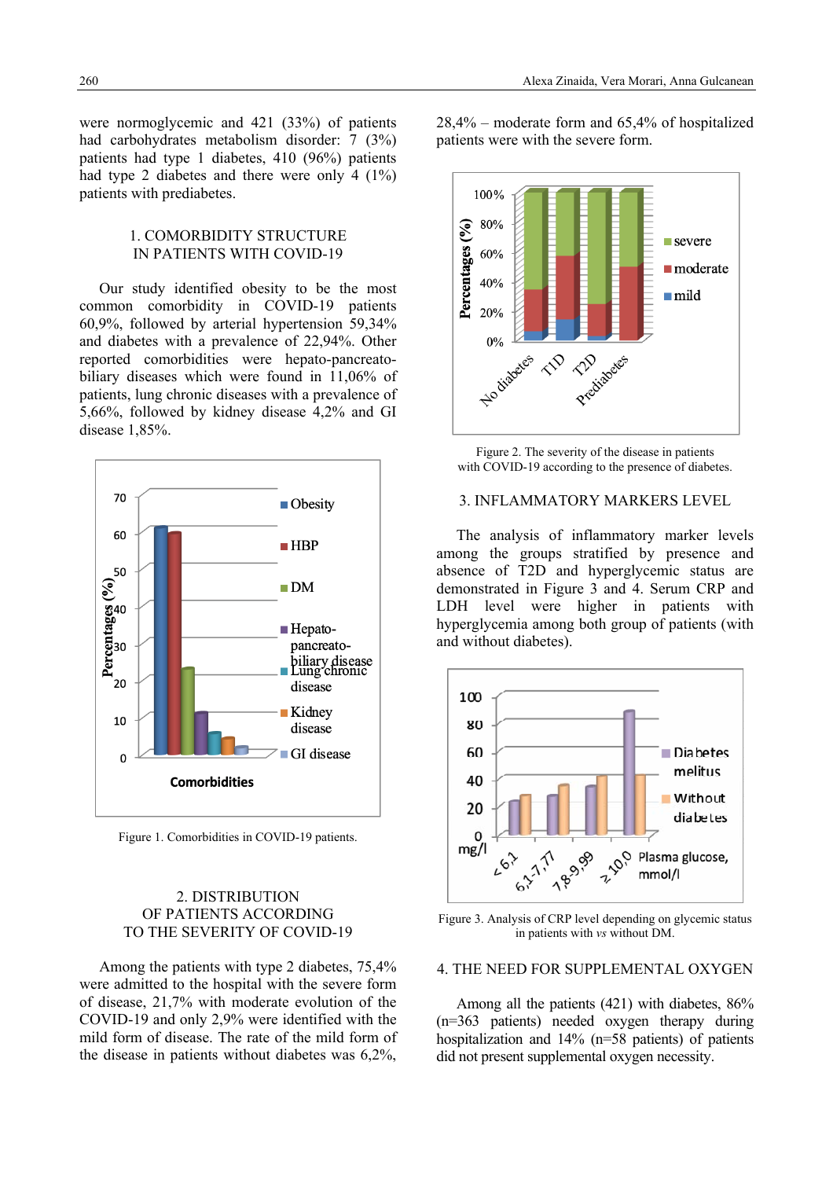were normoglycemic and 421 (33%) of patients had carbohydrates metabolism disorder: 7 (3%) patients had type 1 diabetes, 410 (96%) patients had type 2 diabetes and there were only 4 (1%) patients with prediabetes.

## 1. COMORBIDITY STRUCTURE IN PATIENTS WITH COVID-19

Our study identified obesity to be the most common comorbidity in COVID-19 patients 60,9%, followed by arterial hypertension 59,34% and diabetes with a prevalence of 22,94%. Other reported comorbidities were hepato-pancreato-biliary diseases which were found in 11,06% of patients, lung chronic diseases with a prevalence of 5,66%, followed by kidney disease 4,2% and GI disease 1,85%.

Figure 1. Comorbidities in COVID-19 patients.

## 2. DISTRIBUTION OF PATIENTS ACCORDING TO THE SEVERITY OF COVID-19

Among the patients with type 2 diabetes, 75,4% were admitted to the hospital with the severe form of disease, 21,7% with moderate evolution of the COVID-19 and only 2,9% were identified with the mild form of disease. The rate of the mild form of the disease in patients without diabetes was 6,2%, 28,4% – moderate form and 65,4% of hospitalized patients were with the severe form.

Figure 2. The severity of the disease in patients with COVID-19 according to the presence of diabetes.

## 3. INFLAMMATORY MARKERS LEVEL

The analysis of inflammatory marker levels among the groups stratified by presence and absence of T2D and hyperglycemic status are demonstrated in Figure 3 and 4. Serum CRP and LDH level were higher in patients with hyperglycemia among both group of patients (with and without diabetes).

Figure 3. Analysis of CRP level depending on glycemic status in patients with *vs* without DM.

## 4. THE NEED FOR SUPPLEMENTAL OXYGEN

Among all the patients (421) with diabetes, 86% (n=363 patients) needed oxygen therapy during hospitalization and 14% (n=58 patients) of patients did not present supplemental oxygen necessity.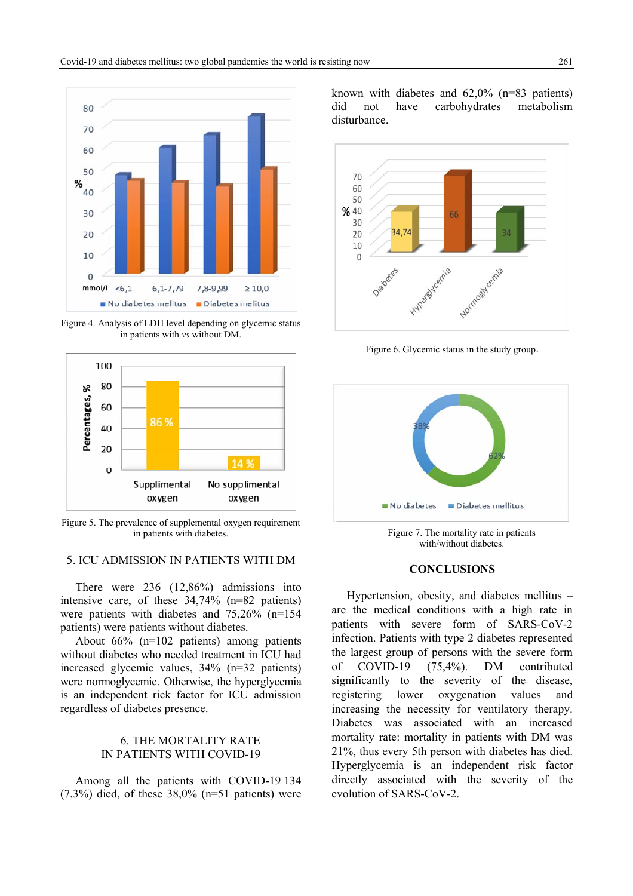Figure 4. Analysis of LDH level depending on glycemic status in patients with *vs* without DM.

Figure 5. The prevalence of supplemental oxygen requirement in patients with diabetes.

## 5. ICU ADMISSION IN PATIENTS WITH DM

There were 236 (12,86%) admissions into intensive care, of these 34,74% (n=82 patients) were patients with diabetes and 75,26% (n=154 patients) were patients without diabetes.

About 66% (n=102 patients) among patients without diabetes who needed treatment in ICU had increased glycemic values, 34% (n=32 patients) were normoglycemic. Otherwise, the hyperglycemia is an independent rick factor for ICU admission regardless of diabetes presence.

## 6. THE MORTALITY RATE IN PATIENTS WITH COVID-19

Among all the patients with COVID-19 134 (7,3%) died, of these 38,0% (n=51 patients) were known with diabetes and 62,0% (n=83 patients) did not have carbohydrates metabolism disturbance.

Figure 6. Glycemic status in the study group.

Figure 7. The mortality rate in patients with/without diabetes.

## CONCLUSIONS

Hypertension, obesity, and diabetes mellitus – are the medical conditions with a high rate in patients with severe form of SARS-CoV-2 infection. Patients with type 2 diabetes represented the largest group of persons with the severe form of COVID-19 (75,4%). DM contributed significantly to the severity of the disease, registering lower oxygenation values and increasing the necessity for ventilatory therapy. Diabetes was associated with an increased mortality rate: mortality in patients with DM was 21%, thus every 5th person with diabetes has died. Hyperglycemia is an independent risk factor directly associated with the severity of the evolution of SARS-CoV-2.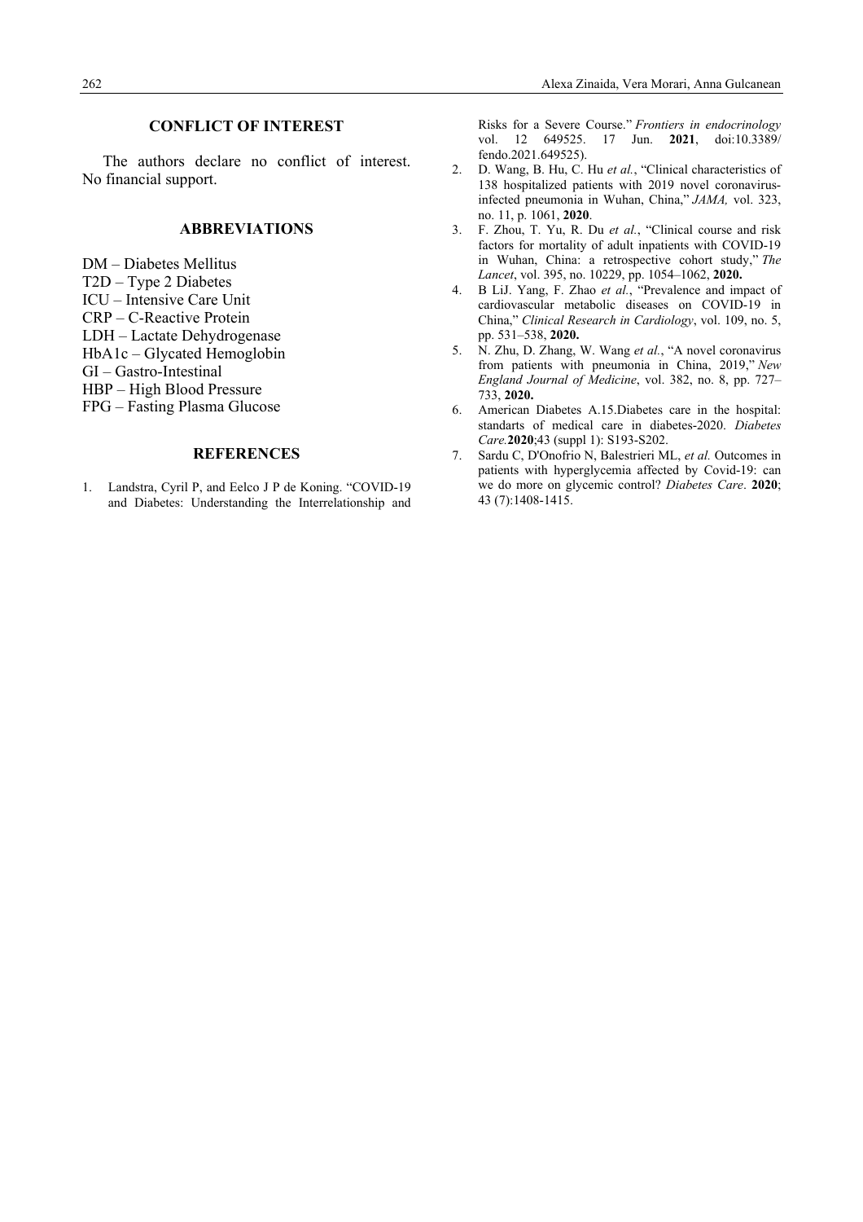## CONFLICT OF INTEREST

The authors declare no conflict of interest. No financial support.

## ABBREVIATIONS

DM – Diabetes Mellitus
T2D – Type 2 Diabetes
ICU – Intensive Care Unit
CRP – C-Reactive Protein
LDH – Lactate Dehydrogenase
HbA1c – Glycated Hemoglobin
GI – Gastro-Intestinal
HBP – High Blood Pressure
FPG – Fasting Plasma Glucose

## REFERENCES

1. Landstra, Cyril P, and Eelco J P de Koning. "COVID-19 and Diabetes: Understanding the Interrelationship and Risks for a Severe Course." *Frontiers in endocrinology* vol. 12 649525. 17 Jun. **2021**, doi:10.3389/ fendo.2021.649525).
2. D. Wang, B. Hu, C. Hu *et al.*, "Clinical characteristics of 138 hospitalized patients with 2019 novel coronavirus-infected pneumonia in Wuhan, China," *JAMA,* vol. 323, no. 11, p. 1061, **2020**.
3. F. Zhou, T. Yu, R. Du *et al.*, "Clinical course and risk factors for mortality of adult inpatients with COVID-19 in Wuhan, China: a retrospective cohort study," *The Lancet*, vol. 395, no. 10229, pp. 1054–1062, **2020.**
4. B LiJ. Yang, F. Zhao *et al.*, "Prevalence and impact of cardiovascular metabolic diseases on COVID-19 in China," *Clinical Research in Cardiology*, vol. 109, no. 5, pp. 531–538, **2020.**
5. N. Zhu, D. Zhang, W. Wang *et al.*, "A novel coronavirus from patients with pneumonia in China, 2019," *New England Journal of Medicine*, vol. 382, no. 8, pp. 727–733, **2020.**
6. American Diabetes A.15.Diabetes care in the hospital: standarts of medical care in diabetes-2020. *Diabetes Care.***2020**;43 (suppl 1): S193-S202.
7. Sardu C, D'Onofrio N, Balestrieri ML, *et al.* Outcomes in patients with hyperglycemia affected by Covid-19: can we do more on glycemic control? *Diabetes Care*. **2020**; 43 (7):1408-1415.